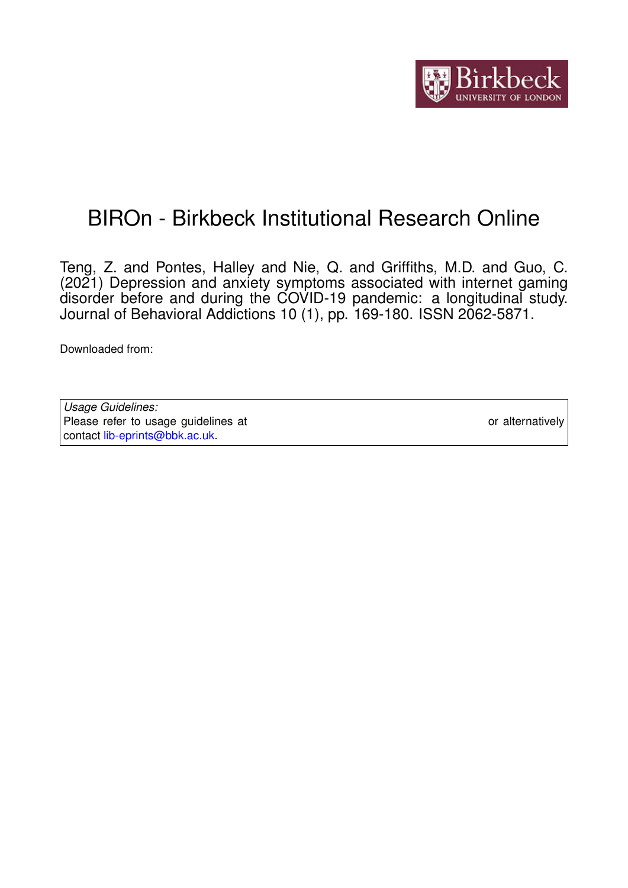# BIROn - Birkbeck Institutional Research Online

Teng, Z. and Pontes, Halley and Nie, Q. and Griffiths, M.D. and Guo, C. (2021) Depression and anxiety symptoms associated with internet gaming disorder before and during the COVID-19 pandemic: a longitudinal study. Journal of Behavioral Addictions 10 (1), pp. 169-180. ISSN 2062-5871.

Downloaded from:

| *Usage Guidelines:* |
|---|
| Please refer to usage guidelines at or alternatively contact lib-eprints@bbk.ac.uk. |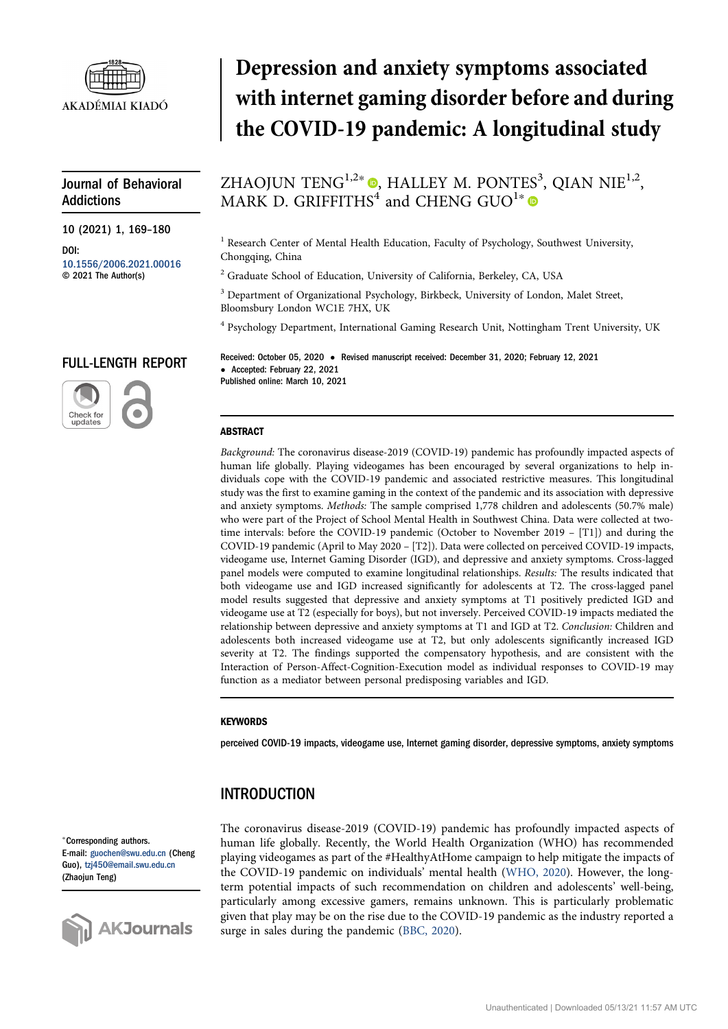# Depression and anxiety symptoms associated with internet gaming disorder before and during the COVID-19 pandemic: A longitudinal study

ZHAOJUN TENG[1,2*], HALLEY M. PONTES[3], QIAN NIE[1,2], MARK D. GRIFFITHS[4] and CHENG GUO[1*]

[1] Research Center of Mental Health Education, Faculty of Psychology, Southwest University, Chongqing, China

[2] Graduate School of Education, University of California, Berkeley, CA, USA

[3] Department of Organizational Psychology, Birkbeck, University of London, Malet Street, Bloomsbury London WC1E 7HX, UK

[4] Psychology Department, International Gaming Research Unit, Nottingham Trent University, UK

Journal of Behavioral Addictions

10 (2021) 1, 169–180

DOI: 10.1556/2006.2021.00016
© 2021 The Author(s)

FULL-LENGTH REPORT

Received: October 05, 2020 • Revised manuscript received: December 31, 2020; February 12, 2021 • Accepted: February 22, 2021
Published online: March 10, 2021

## ABSTRACT

*Background:* The coronavirus disease-2019 (COVID-19) pandemic has profoundly impacted aspects of human life globally. Playing videogames has been encouraged by several organizations to help individuals cope with the COVID-19 pandemic and associated restrictive measures. This longitudinal study was the first to examine gaming in the context of the pandemic and its association with depressive and anxiety symptoms. *Methods:* The sample comprised 1,778 children and adolescents (50.7% male) who were part of the Project of School Mental Health in Southwest China. Data were collected at two-time intervals: before the COVID-19 pandemic (October to November 2019 – [T1]) and during the COVID-19 pandemic (April to May 2020 – [T2]). Data were collected on perceived COVID-19 impacts, videogame use, Internet Gaming Disorder (IGD), and depressive and anxiety symptoms. Cross-lagged panel models were computed to examine longitudinal relationships. *Results:* The results indicated that both videogame use and IGD increased significantly for adolescents at T2. The cross-lagged panel model results suggested that depressive and anxiety symptoms at T1 positively predicted IGD and videogame use at T2 (especially for boys), but not inversely. Perceived COVID-19 impacts mediated the relationship between depressive and anxiety symptoms at T1 and IGD at T2. *Conclusion:* Children and adolescents both increased videogame use at T2, but only adolescents significantly increased IGD severity at T2. The findings supported the compensatory hypothesis, and are consistent with the Interaction of Person-Affect-Cognition-Execution model as individual responses to COVID-19 may function as a mediator between personal predisposing variables and IGD.

### KEYWORDS

perceived COVID-19 impacts, videogame use, Internet gaming disorder, depressive symptoms, anxiety symptoms

## INTRODUCTION

The coronavirus disease-2019 (COVID-19) pandemic has profoundly impacted aspects of human life globally. Recently, the World Health Organization (WHO) has recommended playing videogames as part of the #HealthyAtHome campaign to help mitigate the impacts of the COVID-19 pandemic on individuals' mental health (WHO, 2020). However, the long-term potential impacts of such recommendation on children and adolescents' well-being, particularly among excessive gamers, remains unknown. This is particularly problematic given that play may be on the rise due to the COVID-19 pandemic as the industry reported a surge in sales during the pandemic (BBC, 2020).

*Corresponding authors.
E-mail: guochen@swu.edu.cn (Cheng Guo), tzj450@email.swu.edu.cn (Zhaojun Teng)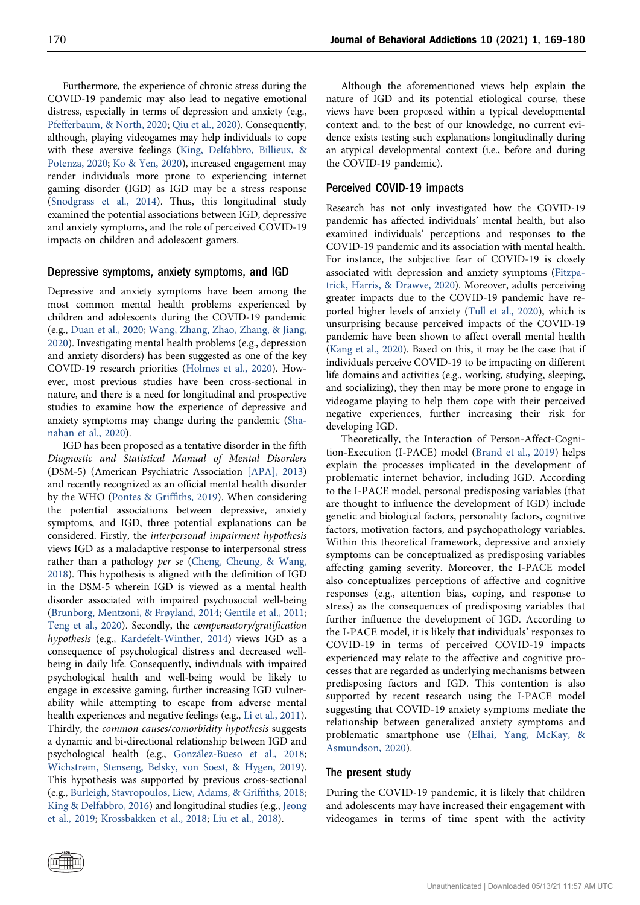Furthermore, the experience of chronic stress during the COVID-19 pandemic may also lead to negative emotional distress, especially in terms of depression and anxiety (e.g., Pfefferbaum, & North, 2020; Qiu et al., 2020). Consequently, although, playing videogames may help individuals to cope with these aversive feelings (King, Delfabbro, Billieux, & Potenza, 2020; Ko & Yen, 2020), increased engagement may render individuals more prone to experiencing internet gaming disorder (IGD) as IGD may be a stress response (Snodgrass et al., 2014). Thus, this longitudinal study examined the potential associations between IGD, depressive and anxiety symptoms, and the role of perceived COVID-19 impacts on children and adolescent gamers.

## Depressive symptoms, anxiety symptoms, and IGD

Depressive and anxiety symptoms have been among the most common mental health problems experienced by children and adolescents during the COVID-19 pandemic (e.g., Duan et al., 2020; Wang, Zhang, Zhao, Zhang, & Jiang, 2020). Investigating mental health problems (e.g., depression and anxiety disorders) has been suggested as one of the key COVID-19 research priorities (Holmes et al., 2020). However, most previous studies have been cross-sectional in nature, and there is a need for longitudinal and prospective studies to examine how the experience of depressive and anxiety symptoms may change during the pandemic (Shanahan et al., 2020).

IGD has been proposed as a tentative disorder in the fifth *Diagnostic and Statistical Manual of Mental Disorders* (DSM-5) (American Psychiatric Association [APA], 2013) and recently recognized as an official mental health disorder by the WHO (Pontes & Griffiths, 2019). When considering the potential associations between depressive, anxiety symptoms, and IGD, three potential explanations can be considered. Firstly, the *interpersonal impairment hypothesis* views IGD as a maladaptive response to interpersonal stress rather than a pathology *per se* (Cheng, Cheung, & Wang, 2018). This hypothesis is aligned with the definition of IGD in the DSM-5 wherein IGD is viewed as a mental health disorder associated with impaired psychosocial well-being (Brunborg, Mentzoni, & Frøyland, 2014; Gentile et al., 2011; Teng et al., 2020). Secondly, the *compensatory/gratification hypothesis* (e.g., Kardefelt-Winther, 2014) views IGD as a consequence of psychological distress and decreased well-being in daily life. Consequently, individuals with impaired psychological health and well-being would be likely to engage in excessive gaming, further increasing IGD vulnerability while attempting to escape from adverse mental health experiences and negative feelings (e.g., Li et al., 2011). Thirdly, the *common causes/comorbidity hypothesis* suggests a dynamic and bi-directional relationship between IGD and psychological health (e.g., González-Bueso et al., 2018; Wichstrøm, Stenseng, Belsky, von Soest, & Hygen, 2019). This hypothesis was supported by previous cross-sectional (e.g., Burleigh, Stavropoulos, Liew, Adams, & Griffiths, 2018; King & Delfabbro, 2016) and longitudinal studies (e.g., Jeong et al., 2019; Krossbakken et al., 2018; Liu et al., 2018).

Although the aforementioned views help explain the nature of IGD and its potential etiological course, these views have been proposed within a typical developmental context and, to the best of our knowledge, no current evidence exists testing such explanations longitudinally during an atypical developmental context (i.e., before and during the COVID-19 pandemic).

## Perceived COVID-19 impacts

Research has not only investigated how the COVID-19 pandemic has affected individuals' mental health, but also examined individuals' perceptions and responses to the COVID-19 pandemic and its association with mental health. For instance, the subjective fear of COVID-19 is closely associated with depression and anxiety symptoms (Fitzpatrick, Harris, & Drawve, 2020). Moreover, adults perceiving greater impacts due to the COVID-19 pandemic have reported higher levels of anxiety (Tull et al., 2020), which is unsurprising because perceived impacts of the COVID-19 pandemic have been shown to affect overall mental health (Kang et al., 2020). Based on this, it may be the case that if individuals perceive COVID-19 to be impacting on different life domains and activities (e.g., working, studying, sleeping, and socializing), they then may be more prone to engage in videogame playing to help them cope with their perceived negative experiences, further increasing their risk for developing IGD.

Theoretically, the Interaction of Person-Affect-Cognition-Execution (I-PACE) model (Brand et al., 2019) helps explain the processes implicated in the development of problematic internet behavior, including IGD. According to the I-PACE model, personal predisposing variables (that are thought to influence the development of IGD) include genetic and biological factors, personality factors, cognitive factors, motivation factors, and psychopathology variables. Within this theoretical framework, depressive and anxiety symptoms can be conceptualized as predisposing variables affecting gaming severity. Moreover, the I-PACE model also conceptualizes perceptions of affective and cognitive responses (e.g., attention bias, coping, and response to stress) as the consequences of predisposing variables that further influence the development of IGD. According to the I-PACE model, it is likely that individuals' responses to COVID-19 in terms of perceived COVID-19 impacts experienced may relate to the affective and cognitive processes that are regarded as underlying mechanisms between predisposing factors and IGD. This contention is also supported by recent research using the I-PACE model suggesting that COVID-19 anxiety symptoms mediate the relationship between generalized anxiety symptoms and problematic smartphone use (Elhai, Yang, McKay, & Asmundson, 2020).

## The present study

During the COVID-19 pandemic, it is likely that children and adolescents may have increased their engagement with videogames in terms of time spent with the activity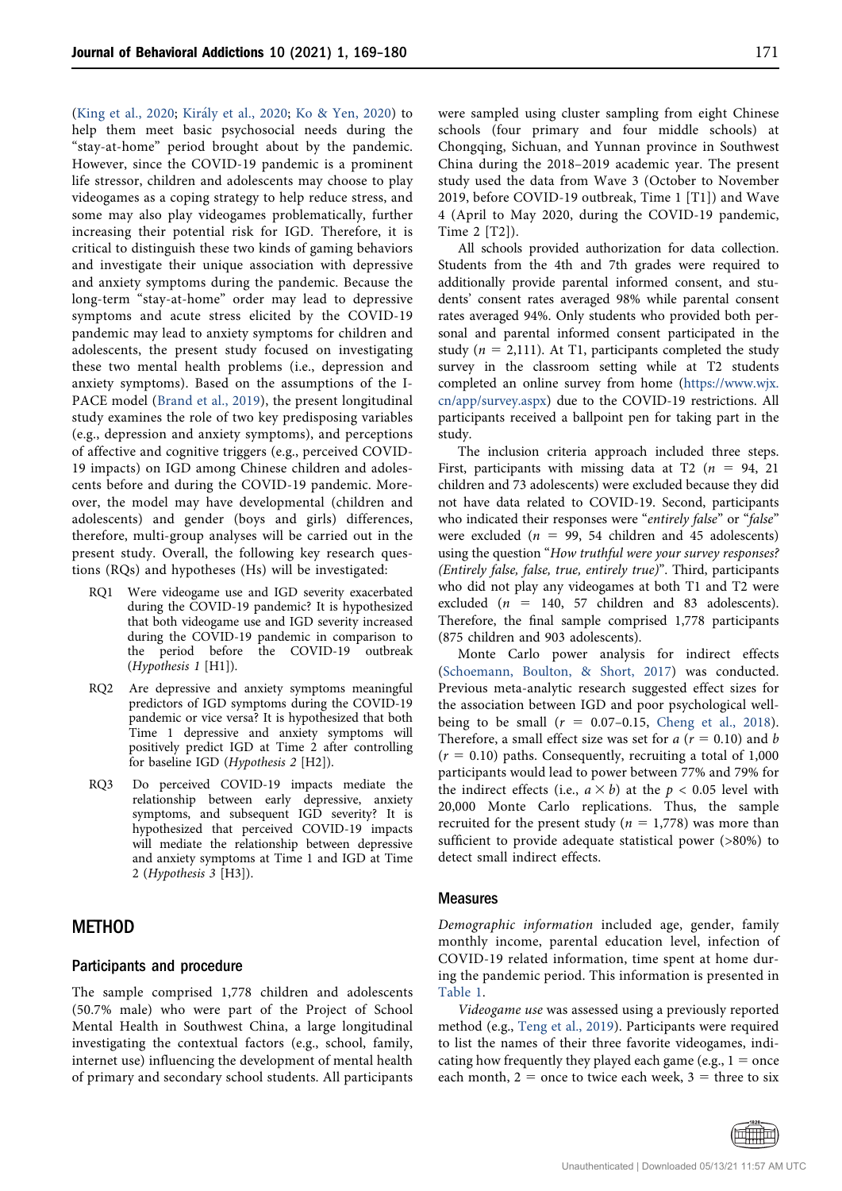(King et al., 2020; Király et al., 2020; Ko & Yen, 2020) to help them meet basic psychosocial needs during the "stay-at-home" period brought about by the pandemic. However, since the COVID-19 pandemic is a prominent life stressor, children and adolescents may choose to play videogames as a coping strategy to help reduce stress, and some may also play videogames problematically, further increasing their potential risk for IGD. Therefore, it is critical to distinguish these two kinds of gaming behaviors and investigate their unique association with depressive and anxiety symptoms during the pandemic. Because the long-term "stay-at-home" order may lead to depressive symptoms and acute stress elicited by the COVID-19 pandemic may lead to anxiety symptoms for children and adolescents, the present study focused on investigating these two mental health problems (i.e., depression and anxiety symptoms). Based on the assumptions of the I-PACE model (Brand et al., 2019), the present longitudinal study examines the role of two key predisposing variables (e.g., depression and anxiety symptoms), and perceptions of affective and cognitive triggers (e.g., perceived COVID-19 impacts) on IGD among Chinese children and adolescents before and during the COVID-19 pandemic. Moreover, the model may have developmental (children and adolescents) and gender (boys and girls) differences, therefore, multi-group analyses will be carried out in the present study. Overall, the following key research questions (RQs) and hypotheses (Hs) will be investigated:

- RQ1 Were videogame use and IGD severity exacerbated during the COVID-19 pandemic? It is hypothesized that both videogame use and IGD severity increased during the COVID-19 pandemic in comparison to the period before the COVID-19 outbreak (*Hypothesis 1* [H1]).
- RQ2 Are depressive and anxiety symptoms meaningful predictors of IGD symptoms during the COVID-19 pandemic or vice versa? It is hypothesized that both Time 1 depressive and anxiety symptoms will positively predict IGD at Time 2 after controlling for baseline IGD (*Hypothesis 2* [H2]).
- RQ3 Do perceived COVID-19 impacts mediate the relationship between early depressive, anxiety symptoms, and subsequent IGD severity? It is hypothesized that perceived COVID-19 impacts will mediate the relationship between depressive and anxiety symptoms at Time 1 and IGD at Time 2 (*Hypothesis 3* [H3]).

## METHOD

### Participants and procedure

The sample comprised 1,778 children and adolescents (50.7% male) who were part of the Project of School Mental Health in Southwest China, a large longitudinal investigating the contextual factors (e.g., school, family, internet use) influencing the development of mental health of primary and secondary school students. All participants were sampled using cluster sampling from eight Chinese schools (four primary and four middle schools) at Chongqing, Sichuan, and Yunnan province in Southwest China during the 2018–2019 academic year. The present study used the data from Wave 3 (October to November 2019, before COVID-19 outbreak, Time 1 [T1]) and Wave 4 (April to May 2020, during the COVID-19 pandemic, Time 2 [T2]).

All schools provided authorization for data collection. Students from the 4th and 7th grades were required to additionally provide parental informed consent, and students' consent rates averaged 98% while parental consent rates averaged 94%. Only students who provided both personal and parental informed consent participated in the study ($n = 2,111$). At T1, participants completed the study survey in the classroom setting while at T2 students completed an online survey from home (https://www.wjx.cn/app/survey.aspx) due to the COVID-19 restrictions. All participants received a ballpoint pen for taking part in the study.

The inclusion criteria approach included three steps. First, participants with missing data at T2 ($n = 94$, 21 children and 73 adolescents) were excluded because they did not have data related to COVID-19. Second, participants who indicated their responses were "*entirely false*" or "*false*" were excluded ($n = 99$, 54 children and 45 adolescents) using the question "*How truthful were your survey responses? (Entirely false, false, true, entirely true)*". Third, participants who did not play any videogames at both T1 and T2 were excluded ($n = 140$, 57 children and 83 adolescents). Therefore, the final sample comprised 1,778 participants (875 children and 903 adolescents).

Monte Carlo power analysis for indirect effects (Schoemann, Boulton, & Short, 2017) was conducted. Previous meta-analytic research suggested effect sizes for the association between IGD and poor psychological well-being to be small ($r = 0.07$–$0.15$, Cheng et al., 2018). Therefore, a small effect size was set for *a* ($r = 0.10$) and *b* ($r = 0.10$) paths. Consequently, recruiting a total of 1,000 participants would lead to power between 77% and 79% for the indirect effects (i.e., $a \times b$) at the $p < 0.05$ level with 20,000 Monte Carlo replications. Thus, the sample recruited for the present study ($n = 1,778$) was more than sufficient to provide adequate statistical power (>80%) to detect small indirect effects.

### Measures

*Demographic information* included age, gender, family monthly income, parental education level, infection of COVID-19 related information, time spent at home during the pandemic period. This information is presented in Table 1.

*Videogame use* was assessed using a previously reported method (e.g., Teng et al., 2019). Participants were required to list the names of their three favorite videogames, indicating how frequently they played each game (e.g., 1 = once each month, 2 = once to twice each week, 3 = three to six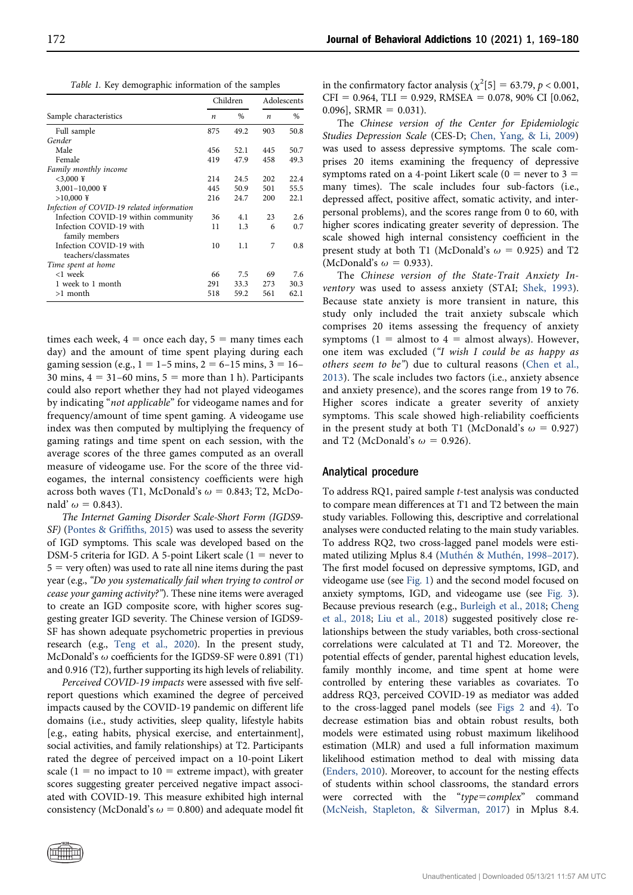Table 1. Key demographic information of the samples

| Sample characteristics | Children | | Adolescents | |
|---|---|---|---|---|
| | $n$ | % | $n$ | % |
| Full sample | 875 | 49.2 | 903 | 50.8 |
| *Gender* | | | | |
| Male | 456 | 52.1 | 445 | 50.7 |
| Female | 419 | 47.9 | 458 | 49.3 |
| *Family monthly income* | | | | |
| <3,000 ¥ | 214 | 24.5 | 202 | 22.4 |
| 3,001–10,000 ¥ | 445 | 50.9 | 501 | 55.5 |
| >10,000 ¥ | 216 | 24.7 | 200 | 22.1 |
| *Infection of COVID-19 related information* | | | | |
| Infection COVID-19 within community | 36 | 4.1 | 23 | 2.6 |
| Infection COVID-19 with family members | 11 | 1.3 | 6 | 0.7 |
| Infection COVID-19 with teachers/classmates | 10 | 1.1 | 7 | 0.8 |
| *Time spent at home* | | | | |
| <1 week | 66 | 7.5 | 69 | 7.6 |
| 1 week to 1 month | 291 | 33.3 | 273 | 30.3 |
| >1 month | 518 | 59.2 | 561 | 62.1 |

times each week, 4 = once each day, 5 = many times each day) and the amount of time spent playing during each gaming session (e.g., 1 = 1–5 mins, 2 = 6–15 mins, 3 = 16–30 mins, 4 = 31–60 mins, 5 = more than 1 h). Participants could also report whether they had not played videogames by indicating "*not applicable*" for videogame names and for frequency/amount of time spent gaming. A videogame use index was then computed by multiplying the frequency of gaming ratings and time spent on each session, with the average scores of the three games computed as an overall measure of videogame use. For the score of the three videogames, the internal consistency coefficients were high across both waves (T1, McDonald's $\omega = 0.843$; T2, McDonald' $\omega = 0.843$).

*The Internet Gaming Disorder Scale-Short Form (IGDS9-SF)* (Pontes & Griffiths, 2015) was used to assess the severity of IGD symptoms. This scale was developed based on the DSM-5 criteria for IGD. A 5-point Likert scale (1 = never to 5 = very often) was used to rate all nine items during the past year (e.g., *"Do you systematically fail when trying to control or cease your gaming activity?"*). These nine items were averaged to create an IGD composite score, with higher scores suggesting greater IGD severity. The Chinese version of IGDS9-SF has shown adequate psychometric properties in previous research (e.g., Teng et al., 2020). In the present study, McDonald's $\omega$ coefficients for the IGDS9-SF were 0.891 (T1) and 0.916 (T2), further supporting its high levels of reliability.

*Perceived COVID-19 impacts* were assessed with five self-report questions which examined the degree of perceived impacts caused by the COVID-19 pandemic on different life domains (i.e., study activities, sleep quality, lifestyle habits [e.g., eating habits, physical exercise, and entertainment], social activities, and family relationships) at T2. Participants rated the degree of perceived impact on a 10-point Likert scale (1 = no impact to 10 = extreme impact), with greater scores suggesting greater perceived negative impact associated with COVID-19. This measure exhibited high internal consistency (McDonald's $\omega = 0.800$) and adequate model fit in the confirmatory factor analysis ($\chi^2[5] = 63.79$, $p < 0.001$, CFI = 0.964, TLI = 0.929, RMSEA = 0.078, 90% CI [0.062, 0.096], SRMR = 0.031).

The *Chinese version of the Center for Epidemiologic Studies Depression Scale* (CES-D; Chen, Yang, & Li, 2009) was used to assess depressive symptoms. The scale comprises 20 items examining the frequency of depressive symptoms rated on a 4-point Likert scale (0 = never to 3 = many times). The scale includes four sub-factors (i.e., depressed affect, positive affect, somatic activity, and interpersonal problems), and the scores range from 0 to 60, with higher scores indicating greater severity of depression. The scale showed high internal consistency coefficient in the present study at both T1 (McDonald's $\omega = 0.925$) and T2 (McDonald's $\omega = 0.933$).

The *Chinese version of the State-Trait Anxiety Inventory* (STAI; Shek, 1993) was used to assess anxiety. Because state anxiety is more transient in nature, this study only included the trait anxiety subscale which comprises 20 items assessing the frequency of anxiety symptoms (1 = almost to 4 = almost always). However, one item was excluded (*"I wish I could be as happy as others seem to be"*) due to cultural reasons (Chen et al., 2013). The scale includes two factors (i.e., anxiety absence and anxiety presence), and the scores range from 19 to 76. Higher scores indicate a greater severity of anxiety symptoms. This scale showed high-reliability coefficients in the present study at both T1 (McDonald's $\omega = 0.927$) and T2 (McDonald's $\omega = 0.926$).

## Analytical procedure

To address RQ1, paired sample $t$-test analysis was conducted to compare mean differences at T1 and T2 between the main study variables. Following this, descriptive and correlational analyses were conducted relating to the main study variables. To address RQ2, two cross-lagged panel models were estimated utilizing Mplus 8.4 (Muthén & Muthén, 1998–2017). The first model focused on depressive symptoms, IGD, and videogame use (see Fig. 1) and the second model focused on anxiety symptoms, IGD, and videogame use (see Fig. 3). Because previous research (e.g., Burleigh et al., 2018; Cheng et al., 2018; Liu et al., 2018) suggested positively close relationships between the study variables, both cross-sectional correlations were calculated at T1 and T2. Moreover, the potential effects of gender, parental highest education levels, family monthly income, and time spent at home were controlled by entering these variables as covariates. To address RQ3, perceived COVID-19 as mediator was added to the cross-lagged panel models (see Figs 2 and 4). To decrease estimation bias and obtain robust results, both models were estimated using robust maximum likelihood estimation (MLR) and used a full information maximum likelihood estimation method to deal with missing data (Enders, 2010). Moreover, to account for the nesting effects of students within school classrooms, the standard errors were corrected with the "*type=complex*" command (McNeish, Stapleton, & Silverman, 2017) in Mplus 8.4.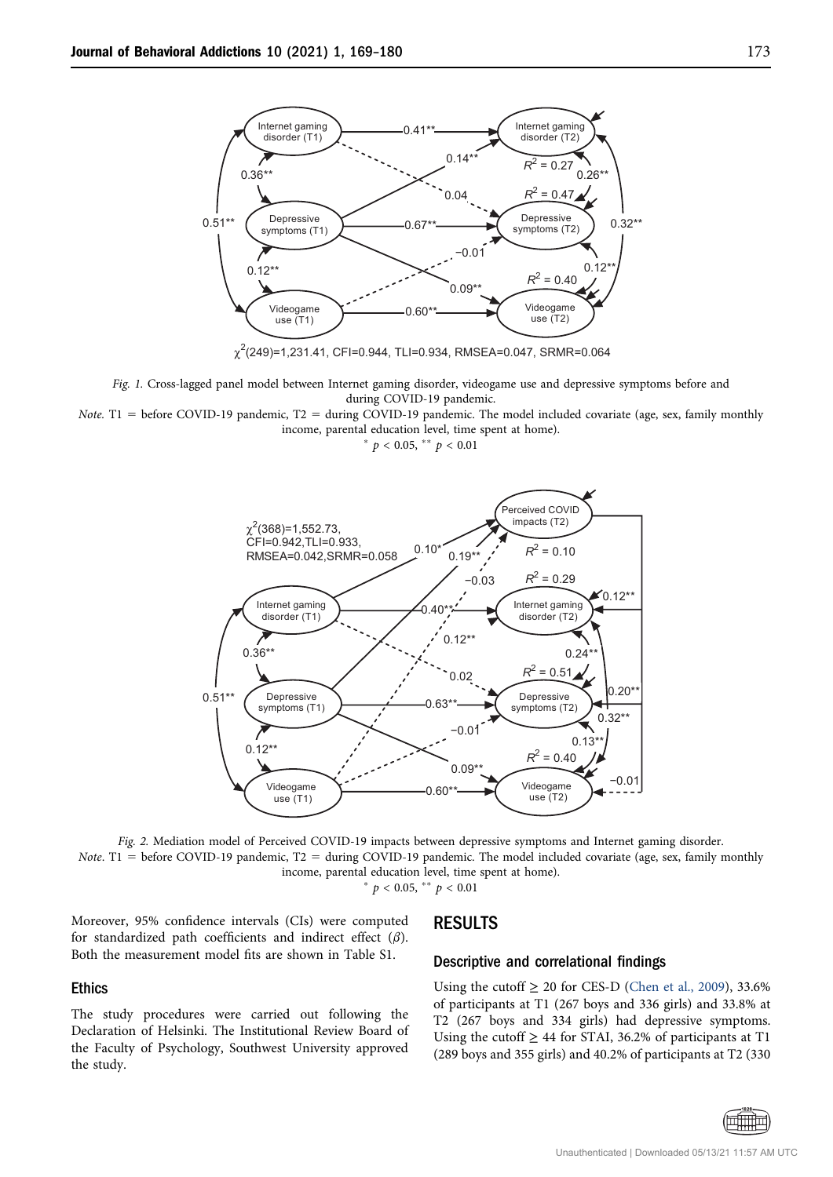Fig. 1. Cross-lagged panel model between Internet gaming disorder, videogame use and depressive symptoms before and during COVID-19 pandemic.

*Note*. T1 = before COVID-19 pandemic, T2 = during COVID-19 pandemic. The model included covariate (age, sex, family monthly income, parental education level, time spent at home).

* $p < 0.05$, ** $p < 0.01$

Fig. 2. Mediation model of Perceived COVID-19 impacts between depressive symptoms and Internet gaming disorder.

*Note*. T1 = before COVID-19 pandemic, T2 = during COVID-19 pandemic. The model included covariate (age, sex, family monthly income, parental education level, time spent at home).

* $p < 0.05$, ** $p < 0.01$

Moreover, 95% confidence intervals (CIs) were computed for standardized path coefficients and indirect effect ($\beta$). Both the measurement model fits are shown in Table S1.

### Ethics

The study procedures were carried out following the Declaration of Helsinki. The Institutional Review Board of the Faculty of Psychology, Southwest University approved the study.

## RESULTS

### Descriptive and correlational findings

Using the cutoff ≥ 20 for CES-D (Chen et al., 2009), 33.6% of participants at T1 (267 boys and 336 girls) and 33.8% at T2 (267 boys and 334 girls) had depressive symptoms. Using the cutoff ≥ 44 for STAI, 36.2% of participants at T1 (289 boys and 355 girls) and 40.2% of participants at T2 (330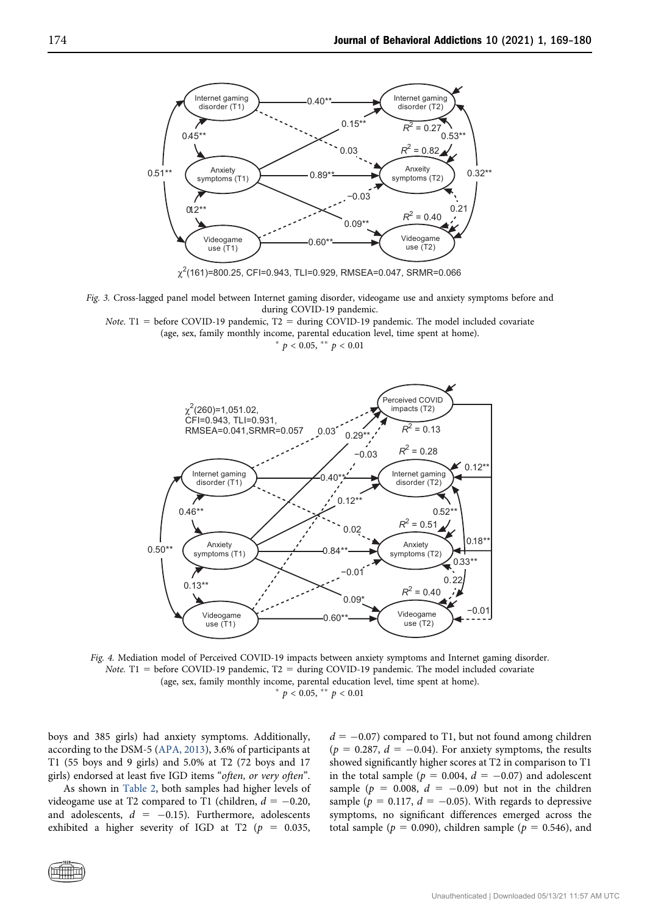Fig. 3. Cross-lagged panel model between Internet gaming disorder, videogame use and anxiety symptoms before and during COVID-19 pandemic.

*Note.* T1 = before COVID-19 pandemic, T2 = during COVID-19 pandemic. The model included covariate (age, sex, family monthly income, parental education level, time spent at home).

$^{*}$ $p < 0.05$, $^{**}$ $p < 0.01$

Fig. 4. Mediation model of Perceived COVID-19 impacts between anxiety symptoms and Internet gaming disorder.

*Note.* T1 = before COVID-19 pandemic, T2 = during COVID-19 pandemic. The model included covariate (age, sex, family monthly income, parental education level, time spent at home).

$^{*}$ $p < 0.05$, $^{**}$ $p < 0.01$

boys and 385 girls) had anxiety symptoms. Additionally, according to the DSM-5 (APA, 2013), 3.6% of participants at T1 (55 boys and 9 girls) and 5.0% at T2 (72 boys and 17 girls) endorsed at least five IGD items "*often, or very often*".

As shown in Table 2, both samples had higher levels of videogame use at T2 compared to T1 (children, $d = -0.20$, and adolescents, $d = -0.15$). Furthermore, adolescents exhibited a higher severity of IGD at T2 ($p = 0.035$, $d = -0.07$) compared to T1, but not found among children ($p = 0.287$, $d = -0.04$). For anxiety symptoms, the results showed significantly higher scores at T2 in comparison to T1 in the total sample ($p = 0.004$, $d = -0.07$) and adolescent sample ($p = 0.008$, $d = -0.09$) but not in the children sample ($p = 0.117$, $d = -0.05$). With regards to depressive symptoms, no significant differences emerged across the total sample ($p = 0.090$), children sample ($p = 0.546$), and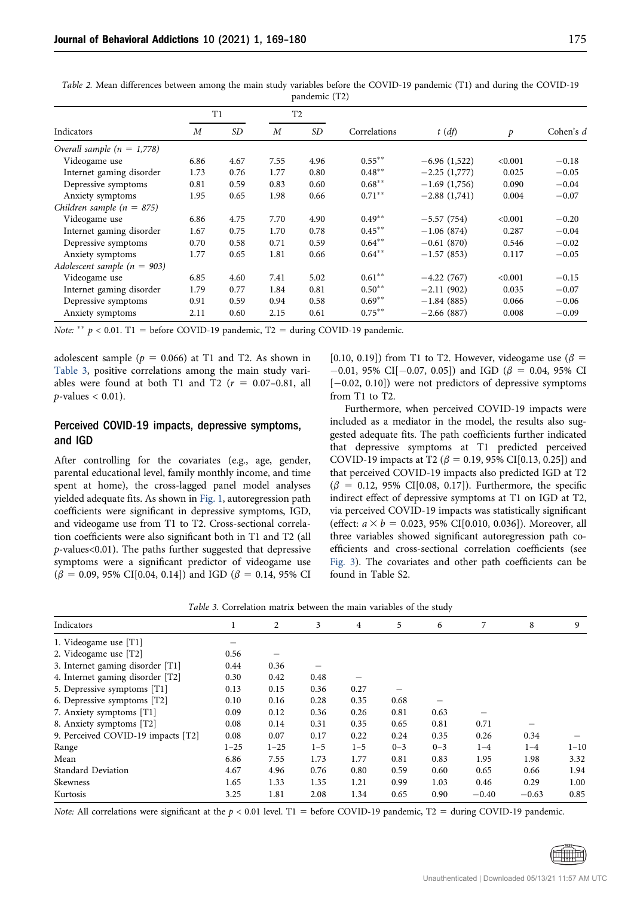Table 2. Mean differences between among the main study variables before the COVID-19 pandemic (T1) and during the COVID-19 pandemic (T2)

| Indicators | T1 | | T2 | | Correlations | $t$ ($df$) | $p$ | Cohen's $d$ |
|---|---|---|---|---|---|---|---|---|
| | $M$ | $SD$ | $M$ | $SD$ | | | | |
| *Overall sample (n = 1,778)* | | | | | | | | |
| Videogame use | 6.86 | 4.67 | 7.55 | 4.96 | 0.55** | −6.96 (1,522) | <0.001 | −0.18 |
| Internet gaming disorder | 1.73 | 0.76 | 1.77 | 0.80 | 0.48** | −2.25 (1,777) | 0.025 | −0.05 |
| Depressive symptoms | 0.81 | 0.59 | 0.83 | 0.60 | 0.68** | −1.69 (1,756) | 0.090 | −0.04 |
| Anxiety symptoms | 1.95 | 0.65 | 1.98 | 0.66 | 0.71** | −2.88 (1,741) | 0.004 | −0.07 |
| *Children sample (n = 875)* | | | | | | | | |
| Videogame use | 6.86 | 4.75 | 7.70 | 4.90 | 0.49** | −5.57 (754) | <0.001 | −0.20 |
| Internet gaming disorder | 1.67 | 0.75 | 1.70 | 0.78 | 0.45** | −1.06 (874) | 0.287 | −0.04 |
| Depressive symptoms | 0.70 | 0.58 | 0.71 | 0.59 | 0.64** | −0.61 (870) | 0.546 | −0.02 |
| Anxiety symptoms | 1.77 | 0.65 | 1.81 | 0.66 | 0.64** | −1.57 (853) | 0.117 | −0.05 |
| *Adolescent sample (n = 903)* | | | | | | | | |
| Videogame use | 6.85 | 4.60 | 7.41 | 5.02 | 0.61** | −4.22 (767) | <0.001 | −0.15 |
| Internet gaming disorder | 1.79 | 0.77 | 1.84 | 0.81 | 0.50** | −2.11 (902) | 0.035 | −0.07 |
| Depressive symptoms | 0.91 | 0.59 | 0.94 | 0.58 | 0.69** | −1.84 (885) | 0.066 | −0.06 |
| Anxiety symptoms | 2.11 | 0.60 | 2.15 | 0.61 | 0.75** | −2.66 (887) | 0.008 | −0.09 |

*Note:* ** $p < 0.01$. T1 = before COVID-19 pandemic, T2 = during COVID-19 pandemic.

adolescent sample ($p = 0.066$) at T1 and T2. As shown in Table 3, positive correlations among the main study variables were found at both T1 and T2 ($r = 0.07$–$0.81$, all $p$-values $< 0.01$).

## Perceived COVID-19 impacts, depressive symptoms, and IGD

After controlling for the covariates (e.g., age, gender, parental educational level, family monthly income, and time spent at home), the cross-lagged panel model analyses yielded adequate fits. As shown in Fig. 1, autoregression path coefficients were significant in depressive symptoms, IGD, and videogame use from T1 to T2. Cross-sectional correlation coefficients were also significant both in T1 and T2 (all $p$-values<0.01). The paths further suggested that depressive symptoms were a significant predictor of videogame use ($\beta = 0.09$, 95% CI[0.04, 0.14]) and IGD ($\beta = 0.14$, 95% CI [0.10, 0.19]) from T1 to T2. However, videogame use ($\beta = -0.01$, 95% CI[−0.07, 0.05]) and IGD ($\beta = 0.04$, 95% CI [−0.02, 0.10]) were not predictors of depressive symptoms from T1 to T2.

Furthermore, when perceived COVID-19 impacts were included as a mediator in the model, the results also suggested adequate fits. The path coefficients further indicated that depressive symptoms at T1 predicted perceived COVID-19 impacts at T2 ($\beta = 0.19$, 95% CI[0.13, 0.25]) and that perceived COVID-19 impacts also predicted IGD at T2 ($\beta = 0.12$, 95% CI[0.08, 0.17]). Furthermore, the specific indirect effect of depressive symptoms at T1 on IGD at T2, via perceived COVID-19 impacts was statistically significant (effect: $a \times b = 0.023$, 95% CI[0.010, 0.036]). Moreover, all three variables showed significant autoregression path coefficients and cross-sectional correlation coefficients (see Fig. 3). The covariates and other path coefficients can be found in Table S2.

Table 3. Correlation matrix between the main variables of the study

| Indicators | 1 | 2 | 3 | 4 | 5 | 6 | 7 | 8 | 9 |
|---|---|---|---|---|---|---|---|---|---|
| 1. Videogame use [T1] | – | | | | | | | | |
| 2. Videogame use [T2] | 0.56 | – | | | | | | | |
| 3. Internet gaming disorder [T1] | 0.44 | 0.36 | – | | | | | | |
| 4. Internet gaming disorder [T2] | 0.30 | 0.42 | 0.48 | – | | | | | |
| 5. Depressive symptoms [T1] | 0.13 | 0.15 | 0.36 | 0.27 | – | | | | |
| 6. Depressive symptoms [T2] | 0.10 | 0.16 | 0.28 | 0.35 | 0.68 | – | | | |
| 7. Anxiety symptoms [T1] | 0.09 | 0.12 | 0.36 | 0.26 | 0.81 | 0.63 | – | | |
| 8. Anxiety symptoms [T2] | 0.08 | 0.14 | 0.31 | 0.35 | 0.65 | 0.81 | 0.71 | – | |
| 9. Perceived COVID-19 impacts [T2] | 0.08 | 0.07 | 0.17 | 0.22 | 0.24 | 0.35 | 0.26 | 0.34 | – |
| Range | 1–25 | 1–25 | 1–5 | 1–5 | 0–3 | 0–3 | 1–4 | 1–4 | 1–10 |
| Mean | 6.86 | 7.55 | 1.73 | 1.77 | 0.81 | 0.83 | 1.95 | 1.98 | 3.32 |
| Standard Deviation | 4.67 | 4.96 | 0.76 | 0.80 | 0.59 | 0.60 | 0.65 | 0.66 | 1.94 |
| Skewness | 1.65 | 1.33 | 1.35 | 1.21 | 0.99 | 1.03 | 0.46 | 0.29 | 1.00 |
| Kurtosis | 3.25 | 1.81 | 2.08 | 1.34 | 0.65 | 0.90 | −0.40 | −0.63 | 0.85 |

*Note:* All correlations were significant at the $p < 0.01$ level. T1 = before COVID-19 pandemic, T2 = during COVID-19 pandemic.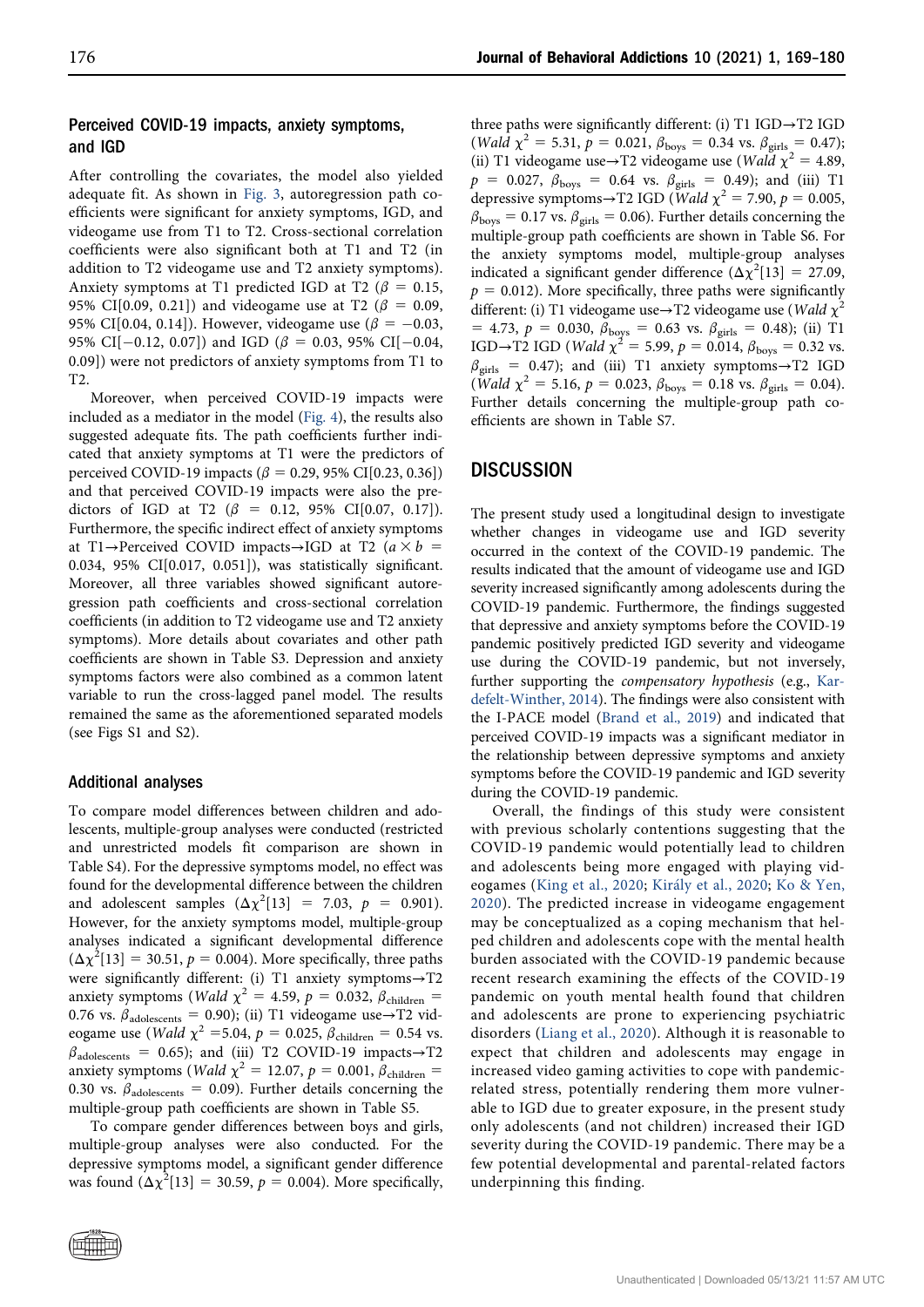### Perceived COVID-19 impacts, anxiety symptoms, and IGD

After controlling the covariates, the model also yielded adequate fit. As shown in Fig. 3, autoregression path coefficients were significant for anxiety symptoms, IGD, and videogame use from T1 to T2. Cross-sectional correlation coefficients were also significant both at T1 and T2 (in addition to T2 videogame use and T2 anxiety symptoms). Anxiety symptoms at T1 predicted IGD at T2 ($\beta$ = 0.15, 95% CI[0.09, 0.21]) and videogame use at T2 ($\beta$ = 0.09, 95% CI[0.04, 0.14]). However, videogame use ($\beta$ = −0.03, 95% CI[−0.12, 0.07]) and IGD ($\beta$ = 0.03, 95% CI[−0.04, 0.09]) were not predictors of anxiety symptoms from T1 to T2.

Moreover, when perceived COVID-19 impacts were included as a mediator in the model (Fig. 4), the results also suggested adequate fits. The path coefficients further indicated that anxiety symptoms at T1 were the predictors of perceived COVID-19 impacts ($\beta$ = 0.29, 95% CI[0.23, 0.36]) and that perceived COVID-19 impacts were also the predictors of IGD at T2 ($\beta$ = 0.12, 95% CI[0.07, 0.17]). Furthermore, the specific indirect effect of anxiety symptoms at T1→Perceived COVID impacts→IGD at T2 ($a \times b$ = 0.034, 95% CI[0.017, 0.051]), was statistically significant. Moreover, all three variables showed significant autoregression path coefficients and cross-sectional correlation coefficients (in addition to T2 videogame use and T2 anxiety symptoms). More details about covariates and other path coefficients are shown in Table S3. Depression and anxiety symptoms factors were also combined as a common latent variable to run the cross-lagged panel model. The results remained the same as the aforementioned separated models (see Figs S1 and S2).

### Additional analyses

To compare model differences between children and adolescents, multiple-group analyses were conducted (restricted and unrestricted models fit comparison are shown in Table S4). For the depressive symptoms model, no effect was found for the developmental difference between the children and adolescent samples ($\Delta\chi^2[13]$ = 7.03, $p$ = 0.901). However, for the anxiety symptoms model, multiple-group analyses indicated a significant developmental difference ($\Delta\chi^2[13]$ = 30.51, $p$ = 0.004). More specifically, three paths were significantly different: (i) T1 anxiety symptoms→T2 anxiety symptoms (*Wald* $\chi^2$ = 4.59, $p$ = 0.032, $\beta_{children}$ = 0.76 vs. $\beta_{adolescents}$ = 0.90); (ii) T1 videogame use→T2 videogame use (*Wald* $\chi^2$ =5.04, $p$ = 0.025, $\beta_{children}$ = 0.54 vs. $\beta_{adolescents}$ = 0.65); and (iii) T2 COVID-19 impacts→T2 anxiety symptoms (*Wald* $\chi^2$ = 12.07, $p$ = 0.001, $\beta_{children}$ = 0.30 vs. $\beta_{adolescents}$ = 0.09). Further details concerning the multiple-group path coefficients are shown in Table S5.

To compare gender differences between boys and girls, multiple-group analyses were also conducted. For the depressive symptoms model, a significant gender difference was found ($\Delta\chi^2[13]$ = 30.59, $p$ = 0.004). More specifically, three paths were significantly different: (i) T1 IGD→T2 IGD (*Wald* $\chi^2$ = 5.31, $p$ = 0.021, $\beta_{boys}$ = 0.34 vs. $\beta_{girls}$ = 0.47); (ii) T1 videogame use→T2 videogame use (*Wald* $\chi^2$ = 4.89, $p$ = 0.027, $\beta_{boys}$ = 0.64 vs. $\beta_{girls}$ = 0.49); and (iii) T1 depressive symptoms→T2 IGD (*Wald* $\chi^2$ = 7.90, $p$ = 0.005, $\beta_{boys}$ = 0.17 vs. $\beta_{girls}$ = 0.06). Further details concerning the multiple-group path coefficients are shown in Table S6. For the anxiety symptoms model, multiple-group analyses indicated a significant gender difference ($\Delta\chi^2[13]$ = 27.09, $p$ = 0.012). More specifically, three paths were significantly different: (i) T1 videogame use→T2 videogame use (*Wald* $\chi^2$ = 4.73, $p$ = 0.030, $\beta_{boys}$ = 0.63 vs. $\beta_{girls}$ = 0.48); (ii) T1 IGD→T2 IGD (*Wald* $\chi^2$ = 5.99, $p$ = 0.014, $\beta_{boys}$ = 0.32 vs. $\beta_{girls}$ = 0.47); and (iii) T1 anxiety symptoms→T2 IGD (*Wald* $\chi^2$ = 5.16, $p$ = 0.023, $\beta_{boys}$ = 0.18 vs. $\beta_{girls}$ = 0.04). Further details concerning the multiple-group path coefficients are shown in Table S7.

## DISCUSSION

The present study used a longitudinal design to investigate whether changes in videogame use and IGD severity occurred in the context of the COVID-19 pandemic. The results indicated that the amount of videogame use and IGD severity increased significantly among adolescents during the COVID-19 pandemic. Furthermore, the findings suggested that depressive and anxiety symptoms before the COVID-19 pandemic positively predicted IGD severity and videogame use during the COVID-19 pandemic, but not inversely, further supporting the *compensatory hypothesis* (e.g., Kardefelt-Winther, 2014). The findings were also consistent with the I-PACE model (Brand et al., 2019) and indicated that perceived COVID-19 impacts was a significant mediator in the relationship between depressive symptoms and anxiety symptoms before the COVID-19 pandemic and IGD severity during the COVID-19 pandemic.

Overall, the findings of this study were consistent with previous scholarly contentions suggesting that the COVID-19 pandemic would potentially lead to children and adolescents being more engaged with playing videogames (King et al., 2020; Király et al., 2020; Ko & Yen, 2020). The predicted increase in videogame engagement may be conceptualized as a coping mechanism that helped children and adolescents cope with the mental health burden associated with the COVID-19 pandemic because recent research examining the effects of the COVID-19 pandemic on youth mental health found that children and adolescents are prone to experiencing psychiatric disorders (Liang et al., 2020). Although it is reasonable to expect that children and adolescents may engage in increased video gaming activities to cope with pandemic-related stress, potentially rendering them more vulnerable to IGD due to greater exposure, in the present study only adolescents (and not children) increased their IGD severity during the COVID-19 pandemic. There may be a few potential developmental and parental-related factors underpinning this finding.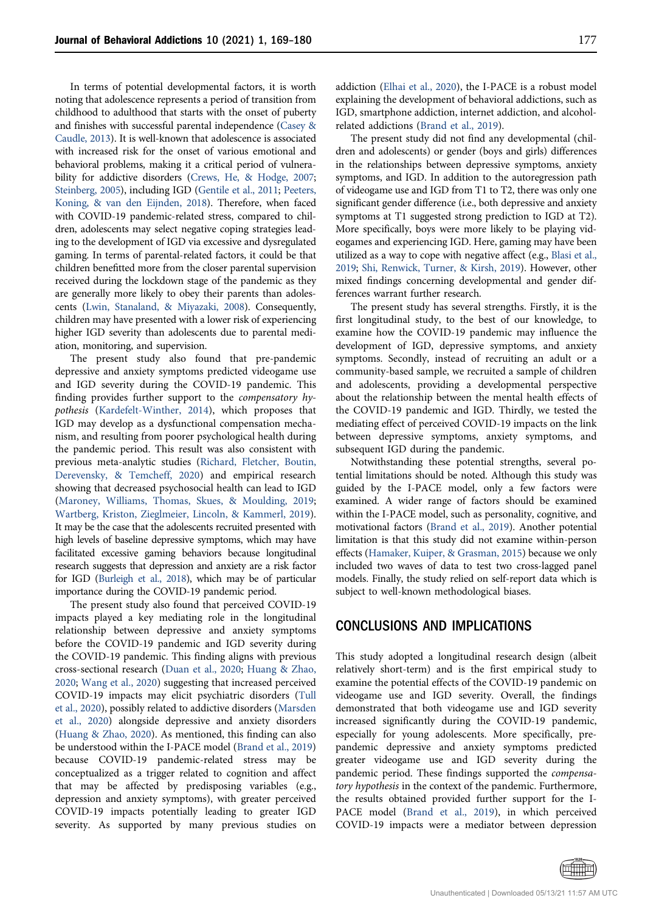In terms of potential developmental factors, it is worth noting that adolescence represents a period of transition from childhood to adulthood that starts with the onset of puberty and finishes with successful parental independence (Casey & Caudle, 2013). It is well-known that adolescence is associated with increased risk for the onset of various emotional and behavioral problems, making it a critical period of vulnerability for addictive disorders (Crews, He, & Hodge, 2007; Steinberg, 2005), including IGD (Gentile et al., 2011; Peeters, Koning, & van den Eijnden, 2018). Therefore, when faced with COVID-19 pandemic-related stress, compared to children, adolescents may select negative coping strategies leading to the development of IGD via excessive and dysregulated gaming. In terms of parental-related factors, it could be that children benefitted more from the closer parental supervision received during the lockdown stage of the pandemic as they are generally more likely to obey their parents than adolescents (Lwin, Stanaland, & Miyazaki, 2008). Consequently, children may have presented with a lower risk of experiencing higher IGD severity than adolescents due to parental mediation, monitoring, and supervision.

The present study also found that pre-pandemic depressive and anxiety symptoms predicted videogame use and IGD severity during the COVID-19 pandemic. This finding provides further support to the *compensatory hypothesis* (Kardefelt-Winther, 2014), which proposes that IGD may develop as a dysfunctional compensation mechanism, and resulting from poorer psychological health during the pandemic period. This result was also consistent with previous meta-analytic studies (Richard, Fletcher, Boutin, Derevensky, & Temcheff, 2020) and empirical research showing that decreased psychosocial health can lead to IGD (Maroney, Williams, Thomas, Skues, & Moulding, 2019; Wartberg, Kriston, Zieglmeier, Lincoln, & Kammerl, 2019). It may be the case that the adolescents recruited presented with high levels of baseline depressive symptoms, which may have facilitated excessive gaming behaviors because longitudinal research suggests that depression and anxiety are a risk factor for IGD (Burleigh et al., 2018), which may be of particular importance during the COVID-19 pandemic period.

The present study also found that perceived COVID-19 impacts played a key mediating role in the longitudinal relationship between depressive and anxiety symptoms before the COVID-19 pandemic and IGD severity during the COVID-19 pandemic. This finding aligns with previous cross-sectional research (Duan et al., 2020; Huang & Zhao, 2020; Wang et al., 2020) suggesting that increased perceived COVID-19 impacts may elicit psychiatric disorders (Tull et al., 2020), possibly related to addictive disorders (Marsden et al., 2020) alongside depressive and anxiety disorders (Huang & Zhao, 2020). As mentioned, this finding can also be understood within the I-PACE model (Brand et al., 2019) because COVID-19 pandemic-related stress may be conceptualized as a trigger related to cognition and affect that may be affected by predisposing variables (e.g., depression and anxiety symptoms), with greater perceived COVID-19 impacts potentially leading to greater IGD severity. As supported by many previous studies on addiction (Elhai et al., 2020), the I-PACE is a robust model explaining the development of behavioral addictions, such as IGD, smartphone addiction, internet addiction, and alcohol-related addictions (Brand et al., 2019).

The present study did not find any developmental (children and adolescents) or gender (boys and girls) differences in the relationships between depressive symptoms, anxiety symptoms, and IGD. In addition to the autoregression path of videogame use and IGD from T1 to T2, there was only one significant gender difference (i.e., both depressive and anxiety symptoms at T1 suggested strong prediction to IGD at T2). More specifically, boys were more likely to be playing videogames and experiencing IGD. Here, gaming may have been utilized as a way to cope with negative affect (e.g., Blasi et al., 2019; Shi, Renwick, Turner, & Kirsh, 2019). However, other mixed findings concerning developmental and gender differences warrant further research.

The present study has several strengths. Firstly, it is the first longitudinal study, to the best of our knowledge, to examine how the COVID-19 pandemic may influence the development of IGD, depressive symptoms, and anxiety symptoms. Secondly, instead of recruiting an adult or a community-based sample, we recruited a sample of children and adolescents, providing a developmental perspective about the relationship between the mental health effects of the COVID-19 pandemic and IGD. Thirdly, we tested the mediating effect of perceived COVID-19 impacts on the link between depressive symptoms, anxiety symptoms, and subsequent IGD during the pandemic.

Notwithstanding these potential strengths, several potential limitations should be noted. Although this study was guided by the I-PACE model, only a few factors were examined. A wider range of factors should be examined within the I-PACE model, such as personality, cognitive, and motivational factors (Brand et al., 2019). Another potential limitation is that this study did not examine within-person effects (Hamaker, Kuiper, & Grasman, 2015) because we only included two waves of data to test two cross-lagged panel models. Finally, the study relied on self-report data which is subject to well-known methodological biases.

## CONCLUSIONS AND IMPLICATIONS

This study adopted a longitudinal research design (albeit relatively short-term) and is the first empirical study to examine the potential effects of the COVID-19 pandemic on videogame use and IGD severity. Overall, the findings demonstrated that both videogame use and IGD severity increased significantly during the COVID-19 pandemic, especially for young adolescents. More specifically, pre-pandemic depressive and anxiety symptoms predicted greater videogame use and IGD severity during the pandemic period. These findings supported the *compensatory hypothesis* in the context of the pandemic. Furthermore, the results obtained provided further support for the I-PACE model (Brand et al., 2019), in which perceived COVID-19 impacts were a mediator between depression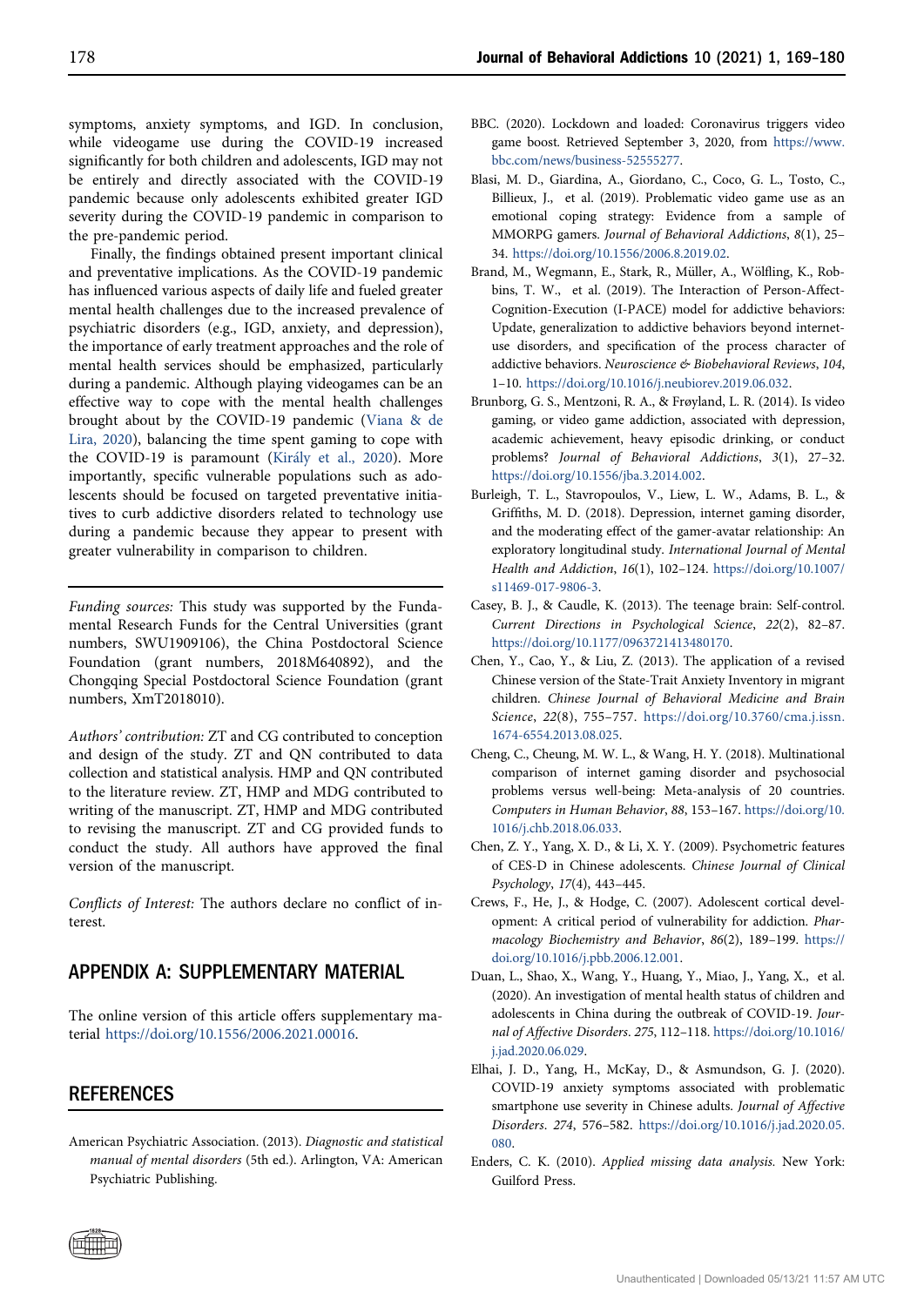symptoms, anxiety symptoms, and IGD. In conclusion, while videogame use during the COVID-19 increased significantly for both children and adolescents, IGD may not be entirely and directly associated with the COVID-19 pandemic because only adolescents exhibited greater IGD severity during the COVID-19 pandemic in comparison to the pre-pandemic period.

Finally, the findings obtained present important clinical and preventative implications. As the COVID-19 pandemic has influenced various aspects of daily life and fueled greater mental health challenges due to the increased prevalence of psychiatric disorders (e.g., IGD, anxiety, and depression), the importance of early treatment approaches and the role of mental health services should be emphasized, particularly during a pandemic. Although playing videogames can be an effective way to cope with the mental health challenges brought about by the COVID-19 pandemic (Viana & de Lira, 2020), balancing the time spent gaming to cope with the COVID-19 is paramount (Király et al., 2020). More importantly, specific vulnerable populations such as adolescents should be focused on targeted preventative initiatives to curb addictive disorders related to technology use during a pandemic because they appear to present with greater vulnerability in comparison to children.

---

*Funding sources:* This study was supported by the Fundamental Research Funds for the Central Universities (grant numbers, SWU1909106), the China Postdoctoral Science Foundation (grant numbers, 2018M640892), and the Chongqing Special Postdoctoral Science Foundation (grant numbers, XmT2018010).

*Authors' contribution:* ZT and CG contributed to conception and design of the study. ZT and QN contributed to data collection and statistical analysis. HMP and QN contributed to the literature review. ZT, HMP and MDG contributed to writing of the manuscript. ZT, HMP and MDG contributed to revising the manuscript. ZT and CG provided funds to conduct the study. All authors have approved the final version of the manuscript.

*Conflicts of Interest:* The authors declare no conflict of interest.

## APPENDIX A: SUPPLEMENTARY MATERIAL

The online version of this article offers supplementary material https://doi.org/10.1556/2006.2021.00016.

## REFERENCES

American Psychiatric Association. (2013). *Diagnostic and statistical manual of mental disorders* (5th ed.). Arlington, VA: American Psychiatric Publishing.

BBC. (2020). Lockdown and loaded: Coronavirus triggers video game boost. Retrieved September 3, 2020, from https://www.bbc.com/news/business-52555277.

Blasi, M. D., Giardina, A., Giordano, C., Coco, G. L., Tosto, C., Billieux, J., et al. (2019). Problematic video game use as an emotional coping strategy: Evidence from a sample of MMORPG gamers. *Journal of Behavioral Addictions*, *8*(1), 25–34. https://doi.org/10.1556/2006.8.2019.02.

Brand, M., Wegmann, E., Stark, R., Müller, A., Wölfling, K., Robbins, T. W., et al. (2019). The Interaction of Person-Affect-Cognition-Execution (I-PACE) model for addictive behaviors: Update, generalization to addictive behaviors beyond internet-use disorders, and specification of the process character of addictive behaviors. *Neuroscience & Biobehavioral Reviews*, *104*, 1–10. https://doi.org/10.1016/j.neubiorev.2019.06.032.

Brunborg, G. S., Mentzoni, R. A., & Frøyland, L. R. (2014). Is video gaming, or video game addiction, associated with depression, academic achievement, heavy episodic drinking, or conduct problems? *Journal of Behavioral Addictions*, *3*(1), 27–32. https://doi.org/10.1556/jba.3.2014.002.

Burleigh, T. L., Stavropoulos, V., Liew, L. W., Adams, B. L., & Griffiths, M. D. (2018). Depression, internet gaming disorder, and the moderating effect of the gamer-avatar relationship: An exploratory longitudinal study. *International Journal of Mental Health and Addiction*, *16*(1), 102–124. https://doi.org/10.1007/s11469-017-9806-3.

Casey, B. J., & Caudle, K. (2013). The teenage brain: Self-control. *Current Directions in Psychological Science*, *22*(2), 82–87. https://doi.org/10.1177/0963721413480170.

Chen, Y., Cao, Y., & Liu, Z. (2013). The application of a revised Chinese version of the State-Trait Anxiety Inventory in migrant children. *Chinese Journal of Behavioral Medicine and Brain Science*, *22*(8), 755–757. https://doi.org/10.3760/cma.j.issn.1674-6554.2013.08.025.

Cheng, C., Cheung, M. W. L., & Wang, H. Y. (2018). Multinational comparison of internet gaming disorder and psychosocial problems versus well-being: Meta-analysis of 20 countries. *Computers in Human Behavior*, *88*, 153–167. https://doi.org/10.1016/j.chb.2018.06.033.

Chen, Z. Y., Yang, X. D., & Li, X. Y. (2009). Psychometric features of CES-D in Chinese adolescents. *Chinese Journal of Clinical Psychology*, *17*(4), 443–445.

Crews, F., He, J., & Hodge, C. (2007). Adolescent cortical development: A critical period of vulnerability for addiction. *Pharmacology Biochemistry and Behavior*, *86*(2), 189–199. https://doi.org/10.1016/j.pbb.2006.12.001.

Duan, L., Shao, X., Wang, Y., Huang, Y., Miao, J., Yang, X., et al. (2020). An investigation of mental health status of children and adolescents in China during the outbreak of COVID-19. *Journal of Affective Disorders*. *275*, 112–118. https://doi.org/10.1016/j.jad.2020.06.029.

Elhai, J. D., Yang, H., McKay, D., & Asmundson, G. J. (2020). COVID-19 anxiety symptoms associated with problematic smartphone use severity in Chinese adults. *Journal of Affective Disorders*. *274*, 576–582. https://doi.org/10.1016/j.jad.2020.05.080.

Enders, C. K. (2010). *Applied missing data analysis.* New York: Guilford Press.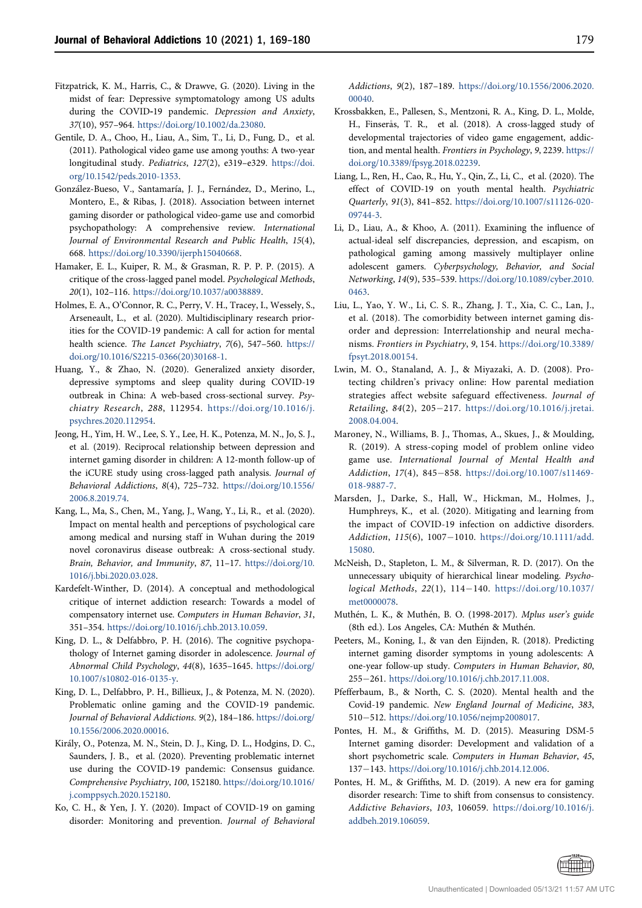Fitzpatrick, K. M., Harris, C., & Drawve, G. (2020). Living in the midst of fear: Depressive symptomatology among US adults during the COVID-19 pandemic. *Depression and Anxiety*, *37*(10), 957–964. https://doi.org/10.1002/da.23080.

Gentile, D. A., Choo, H., Liau, A., Sim, T., Li, D., Fung, D., et al. (2011). Pathological video game use among youths: A two-year longitudinal study. *Pediatrics*, *127*(2), e319–e329. https://doi.org/10.1542/peds.2010-1353.

González-Bueso, V., Santamaría, J. J., Fernández, D., Merino, L., Montero, E., & Ribas, J. (2018). Association between internet gaming disorder or pathological video-game use and comorbid psychopathology: A comprehensive review. *International Journal of Environmental Research and Public Health*, *15*(4), 668. https://doi.org/10.3390/ijerph15040668.

Hamaker, E. L., Kuiper, R. M., & Grasman, R. P. P. P. (2015). A critique of the cross-lagged panel model. *Psychological Methods*, *20*(1), 102–116. https://doi.org/10.1037/a0038889.

Holmes, E. A., O'Connor, R. C., Perry, V. H., Tracey, I., Wessely, S., Arseneault, L., et al. (2020). Multidisciplinary research priorities for the COVID-19 pandemic: A call for action for mental health science. *The Lancet Psychiatry*, *7*(6), 547–560. https://doi.org/10.1016/S2215-0366(20)30168-1.

Huang, Y., & Zhao, N. (2020). Generalized anxiety disorder, depressive symptoms and sleep quality during COVID-19 outbreak in China: A web-based cross-sectional survey. *Psychiatry Research*, *288*, 112954. https://doi.org/10.1016/j.psychres.2020.112954.

Jeong, H., Yim, H. W., Lee, S. Y., Lee, H. K., Potenza, M. N., Jo, S. J., et al. (2019). Reciprocal relationship between depression and internet gaming disorder in children: A 12-month follow-up of the iCURE study using cross-lagged path analysis. *Journal of Behavioral Addictions*, *8*(4), 725–732. https://doi.org/10.1556/2006.8.2019.74.

Kang, L., Ma, S., Chen, M., Yang, J., Wang, Y., Li, R., et al. (2020). Impact on mental health and perceptions of psychological care among medical and nursing staff in Wuhan during the 2019 novel coronavirus disease outbreak: A cross-sectional study. *Brain, Behavior, and Immunity*, *87*, 11–17. https://doi.org/10.1016/j.bbi.2020.03.028.

Kardefelt-Winther, D. (2014). A conceptual and methodological critique of internet addiction research: Towards a model of compensatory internet use. *Computers in Human Behavior*, *31*, 351–354. https://doi.org/10.1016/j.chb.2013.10.059.

King, D. L., & Delfabbro, P. H. (2016). The cognitive psychopathology of Internet gaming disorder in adolescence. *Journal of Abnormal Child Psychology*, *44*(8), 1635–1645. https://doi.org/10.1007/s10802-016-0135-y.

King, D. L., Delfabbro, P. H., Billieux, J., & Potenza, M. N. (2020). Problematic online gaming and the COVID-19 pandemic. *Journal of Behavioral Addictions*. *9*(2), 184–186. https://doi.org/10.1556/2006.2020.00016.

Király, O., Potenza, M. N., Stein, D. J., King, D. L., Hodgins, D. C., Saunders, J. B., et al. (2020). Preventing problematic internet use during the COVID-19 pandemic: Consensus guidance. *Comprehensive Psychiatry*, *100*, 152180. https://doi.org/10.1016/j.comppsych.2020.152180.

Ko, C. H., & Yen, J. Y. (2020). Impact of COVID-19 on gaming disorder: Monitoring and prevention. *Journal of Behavioral Addictions*, *9*(2), 187–189. https://doi.org/10.1556/2006.2020.00040.

Krossbakken, E., Pallesen, S., Mentzoni, R. A., King, D. L., Molde, H., Finserås, T. R., et al. (2018). A cross-lagged study of developmental trajectories of video game engagement, addiction, and mental health. *Frontiers in Psychology*, *9*, 2239. https://doi.org/10.3389/fpsyg.2018.02239.

Liang, L., Ren, H., Cao, R., Hu, Y., Qin, Z., Li, C., et al. (2020). The effect of COVID-19 on youth mental health. *Psychiatric Quarterly*, *91*(3), 841–852. https://doi.org/10.1007/s11126-020-09744-3.

Li, D., Liau, A., & Khoo, A. (2011). Examining the influence of actual-ideal self discrepancies, depression, and escapism, on pathological gaming among massively multiplayer online adolescent gamers. *Cyberpsychology, Behavior, and Social Networking*, *14*(9), 535–539. https://doi.org/10.1089/cyber.2010.0463.

Liu, L., Yao, Y. W., Li, C. S. R., Zhang, J. T., Xia, C. C., Lan, J., et al. (2018). The comorbidity between internet gaming disorder and depression: Interrelationship and neural mechanisms. *Frontiers in Psychiatry*, *9*, 154. https://doi.org/10.3389/fpsyt.2018.00154.

Lwin, M. O., Stanaland, A. J., & Miyazaki, A. D. (2008). Protecting children's privacy online: How parental mediation strategies affect website safeguard effectiveness. *Journal of Retailing*, *84*(2), 205−217. https://doi.org/10.1016/j.jretai.2008.04.004.

Maroney, N., Williams, B. J., Thomas, A., Skues, J., & Moulding, R. (2019). A stress-coping model of problem online video game use. *International Journal of Mental Health and Addiction*, *17*(4), 845−858. https://doi.org/10.1007/s11469-018-9887-7.

Marsden, J., Darke, S., Hall, W., Hickman, M., Holmes, J., Humphreys, K., et al. (2020). Mitigating and learning from the impact of COVID-19 infection on addictive disorders. *Addiction*, *115*(6), 1007−1010. https://doi.org/10.1111/add.15080.

McNeish, D., Stapleton, L. M., & Silverman, R. D. (2017). On the unnecessary ubiquity of hierarchical linear modeling. *Psychological Methods*, *22*(1), 114−140. https://doi.org/10.1037/met0000078.

Muthén, L. K., & Muthén, B. O. (1998-2017). *Mplus user's guide* (8th ed.). Los Angeles, CA: Muthén & Muthén.

Peeters, M., Koning, I., & van den Eijnden, R. (2018). Predicting internet gaming disorder symptoms in young adolescents: A one-year follow-up study. *Computers in Human Behavior*, *80*, 255−261. https://doi.org/10.1016/j.chb.2017.11.008.

Pfefferbaum, B., & North, C. S. (2020). Mental health and the Covid-19 pandemic. *New England Journal of Medicine*, *383*, 510−512. https://doi.org/10.1056/nejmp2008017.

Pontes, H. M., & Griffiths, M. D. (2015). Measuring DSM-5 Internet gaming disorder: Development and validation of a short psychometric scale. *Computers in Human Behavior*, *45*, 137−143. https://doi.org/10.1016/j.chb.2014.12.006.

Pontes, H. M., & Griffiths, M. D. (2019). A new era for gaming disorder research: Time to shift from consensus to consistency. *Addictive Behaviors*, *103*, 106059. https://doi.org/10.1016/j.addbeh.2019.106059.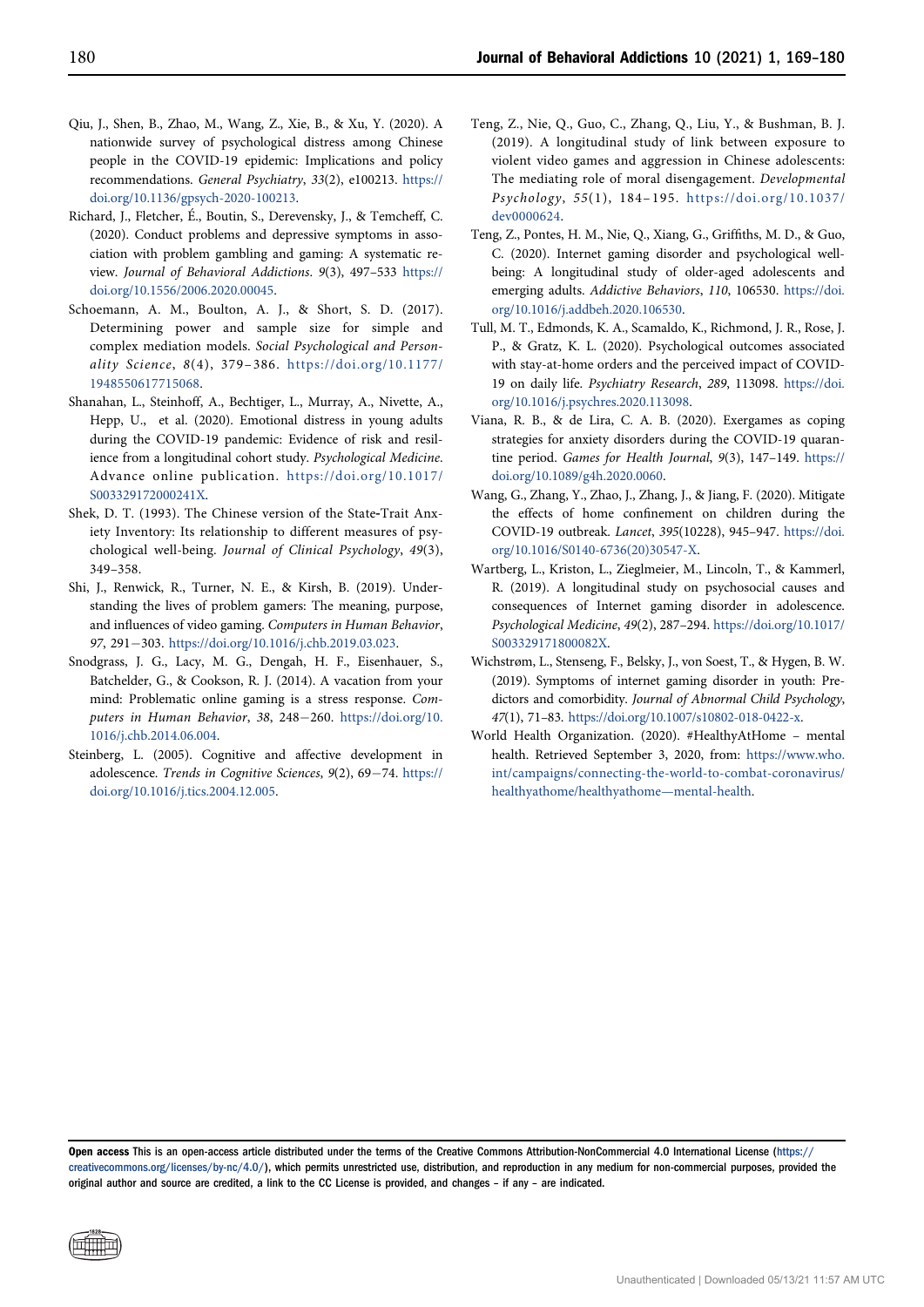Qiu, J., Shen, B., Zhao, M., Wang, Z., Xie, B., & Xu, Y. (2020). A nationwide survey of psychological distress among Chinese people in the COVID-19 epidemic: Implications and policy recommendations. *General Psychiatry*, *33*(2), e100213. https://doi.org/10.1136/gpsych-2020-100213.

Richard, J., Fletcher, É., Boutin, S., Derevensky, J., & Temcheff, C. (2020). Conduct problems and depressive symptoms in association with problem gambling and gaming: A systematic review. *Journal of Behavioral Addictions*. *9*(3), 497–533 https://doi.org/10.1556/2006.2020.00045.

Schoemann, A. M., Boulton, A. J., & Short, S. D. (2017). Determining power and sample size for simple and complex mediation models. *Social Psychological and Personality Science*, *8*(4), 379–386. https://doi.org/10.1177/1948550617715068.

Shanahan, L., Steinhoff, A., Bechtiger, L., Murray, A., Nivette, A., Hepp, U., et al. (2020). Emotional distress in young adults during the COVID-19 pandemic: Evidence of risk and resilience from a longitudinal cohort study. *Psychological Medicine*. Advance online publication. https://doi.org/10.1017/S003329172000241X.

Shek, D. T. (1993). The Chinese version of the State-Trait Anxiety Inventory: Its relationship to different measures of psychological well-being. *Journal of Clinical Psychology*, *49*(3), 349–358.

Shi, J., Renwick, R., Turner, N. E., & Kirsh, B. (2019). Understanding the lives of problem gamers: The meaning, purpose, and influences of video gaming. *Computers in Human Behavior*, *97*, 291−303. https://doi.org/10.1016/j.chb.2019.03.023.

Snodgrass, J. G., Lacy, M. G., Dengah, H. F., Eisenhauer, S., Batchelder, G., & Cookson, R. J. (2014). A vacation from your mind: Problematic online gaming is a stress response. *Computers in Human Behavior*, *38*, 248−260. https://doi.org/10.1016/j.chb.2014.06.004.

Steinberg, L. (2005). Cognitive and affective development in adolescence. *Trends in Cognitive Sciences*, *9*(2), 69−74. https://doi.org/10.1016/j.tics.2004.12.005.

Teng, Z., Nie, Q., Guo, C., Zhang, Q., Liu, Y., & Bushman, B. J. (2019). A longitudinal study of link between exposure to violent video games and aggression in Chinese adolescents: The mediating role of moral disengagement. *Developmental Psychology*, *55*(1), 184–195. https://doi.org/10.1037/dev0000624.

Teng, Z., Pontes, H. M., Nie, Q., Xiang, G., Griffiths, M. D., & Guo, C. (2020). Internet gaming disorder and psychological well-being: A longitudinal study of older-aged adolescents and emerging adults. *Addictive Behaviors*, *110*, 106530. https://doi.org/10.1016/j.addbeh.2020.106530.

Tull, M. T., Edmonds, K. A., Scamaldo, K., Richmond, J. R., Rose, J. P., & Gratz, K. L. (2020). Psychological outcomes associated with stay-at-home orders and the perceived impact of COVID-19 on daily life. *Psychiatry Research*, *289*, 113098. https://doi.org/10.1016/j.psychres.2020.113098.

Viana, R. B., & de Lira, C. A. B. (2020). Exergames as coping strategies for anxiety disorders during the COVID-19 quarantine period. *Games for Health Journal*, *9*(3), 147–149. https://doi.org/10.1089/g4h.2020.0060.

Wang, G., Zhang, Y., Zhao, J., Zhang, J., & Jiang, F. (2020). Mitigate the effects of home confinement on children during the COVID-19 outbreak. *Lancet*, *395*(10228), 945–947. https://doi.org/10.1016/S0140-6736(20)30547-X.

Wartberg, L., Kriston, L., Zieglmeier, M., Lincoln, T., & Kammerl, R. (2019). A longitudinal study on psychosocial causes and consequences of Internet gaming disorder in adolescence. *Psychological Medicine*, *49*(2), 287–294. https://doi.org/10.1017/S003329171800082X.

Wichstrøm, L., Stenseng, F., Belsky, J., von Soest, T., & Hygen, B. W. (2019). Symptoms of internet gaming disorder in youth: Predictors and comorbidity. *Journal of Abnormal Child Psychology*, *47*(1), 71–83. https://doi.org/10.1007/s10802-018-0422-x.

World Health Organization. (2020). #HealthyAtHome – mental health. Retrieved September 3, 2020, from: https://www.who.int/campaigns/connecting-the-world-to-combat-coronavirus/healthyathome/healthyathome—mental-health.

**Open access** This is an open-access article distributed under the terms of the Creative Commons Attribution-NonCommercial 4.0 International License (https://creativecommons.org/licenses/by-nc/4.0/), which permits unrestricted use, distribution, and reproduction in any medium for non-commercial purposes, provided the original author and source are credited, a link to the CC License is provided, and changes – if any – are indicated.